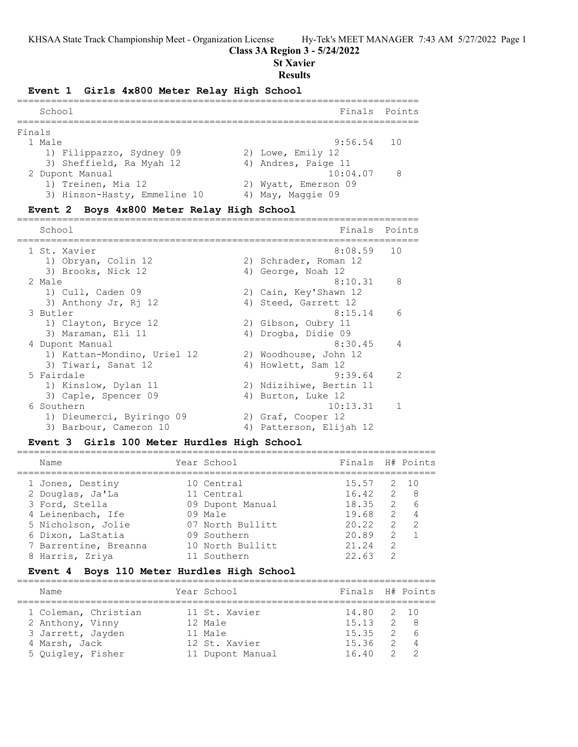## Class 3A Region 3 - 5/24/2022

## St Xavier

## Results

### Event 1 Girls 4x800 Meter Relay High School

| School | Finals | Points |
|---|---|---|
| **Finals** | | |
| 1 Male | 9:56.54 | 10 |
| 1) Filippazzo, Sydney 09; 2) Lowe, Emily 12; 3) Sheffield, Ra Myah 12; 4) Andres, Paige 11 | | |
| 2 Dupont Manual | 10:04.07 | 8 |
| 1) Treinen, Mia 12; 2) Wyatt, Emerson 09; 3) Hinson-Hasty, Emmeline 10; 4) May, Maggie 09 | | |

### Event 2 Boys 4x800 Meter Relay High School

| School | Finals | Points |
|---|---|---|
| 1 St. Xavier | 8:08.59 | 10 |
| 1) Obryan, Colin 12; 2) Schrader, Roman 12; 3) Brooks, Nick 12; 4) George, Noah 12 | | |
| 2 Male | 8:10.31 | 8 |
| 1) Cull, Caden 09; 2) Cain, Key'Shawn 12; 3) Anthony Jr, Rj 12; 4) Steed, Garrett 12 | | |
| 3 Butler | 8:15.14 | 6 |
| 1) Clayton, Bryce 12; 2) Gibson, Oubry 11; 3) Maraman, Eli 11; 4) Drogba, Didie 09 | | |
| 4 Dupont Manual | 8:30.45 | 4 |
| 1) Kattan-Mondino, Uriel 12; 2) Woodhouse, John 12; 3) Tiwari, Sanat 12; 4) Howlett, Sam 12 | | |
| 5 Fairdale | 9:39.64 | 2 |
| 1) Kinslow, Dylan 11; 2) Ndizihiwe, Bertin 11; 3) Caple, Spencer 09; 4) Burton, Luke 12 | | |
| 6 Southern | 10:13.31 | 1 |
| 1) Dieumerci, Byiringo 09; 2) Graf, Cooper 12; 3) Barbour, Cameron 10; 4) Patterson, Elijah 12 | | |

### Event 3 Girls 100 Meter Hurdles High School

| Name | Year | School | Finals | H# | Points |
|---|---|---|---|---|---|
| 1 Jones, Destiny | 10 | Central | 15.57 | 2 | 10 |
| 2 Douglas, Ja'La | 11 | Central | 16.42 | 2 | 8 |
| 3 Ford, Stella | 09 | Dupont Manual | 18.35 | 2 | 6 |
| 4 Leinenbach, Ife | 09 | Male | 19.68 | 2 | 4 |
| 5 Nicholson, Jolie | 07 | North Bullitt | 20.22 | 2 | 2 |
| 6 Dixon, LaStatia | 09 | Southern | 20.89 | 2 | 1 |
| 7 Barrentine, Breanna | 10 | North Bullitt | 21.24 | 2 | |
| 8 Harris, Zriya | 11 | Southern | 22.63 | 2 | |

### Event 4 Boys 110 Meter Hurdles High School

| Name | Year | School | Finals | H# | Points |
|---|---|---|---|---|---|
| 1 Coleman, Christian | 11 | St. Xavier | 14.80 | 2 | 10 |
| 2 Anthony, Vinny | 12 | Male | 15.13 | 2 | 8 |
| 3 Jarrett, Jayden | 11 | Male | 15.35 | 2 | 6 |
| 4 Marsh, Jack | 12 | St. Xavier | 15.36 | 2 | 4 |
| 5 Quigley, Fisher | 11 | Dupont Manual | 16.40 | 2 | 2 |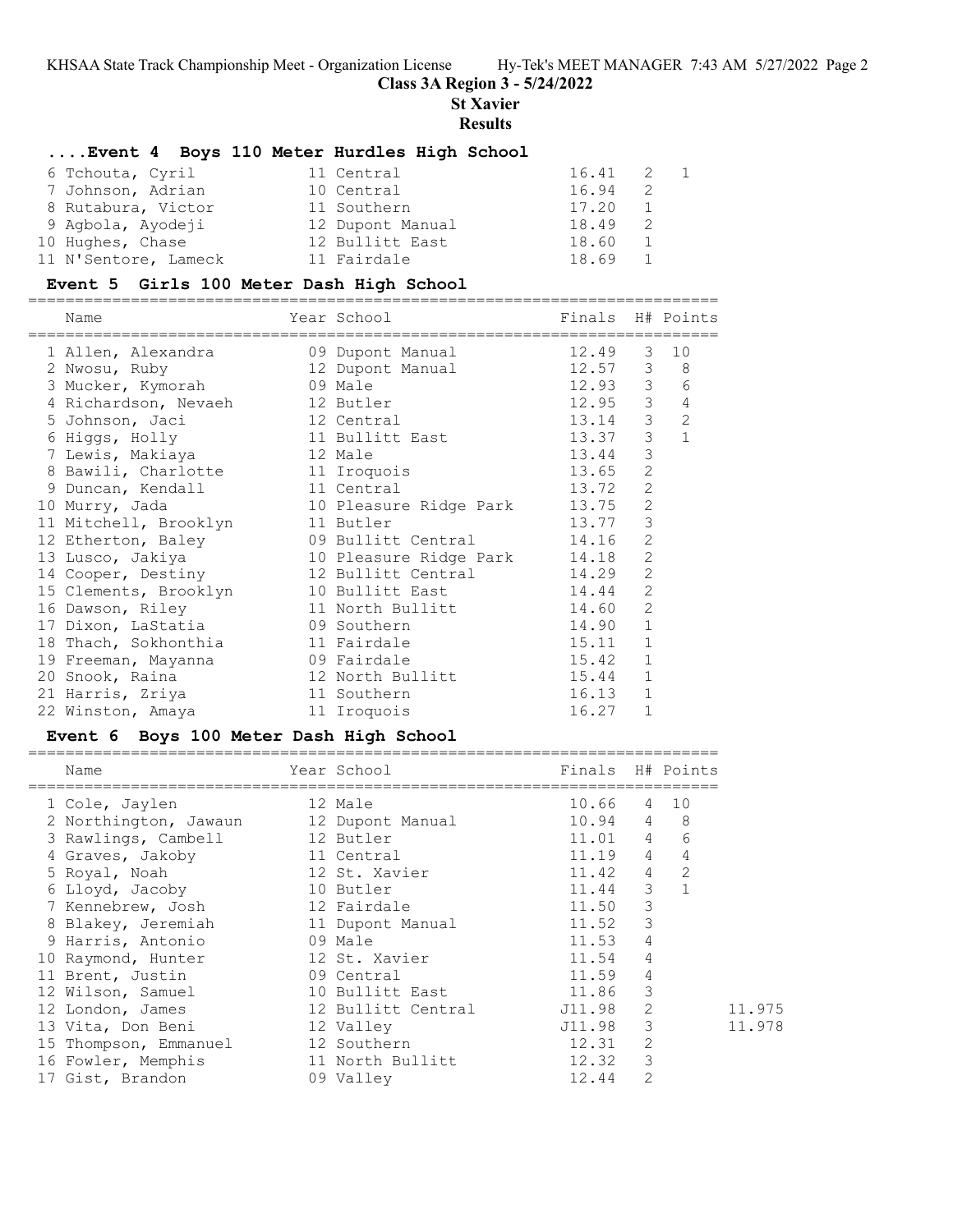## ....Event 4 Boys 110 Meter Hurdles High School

| Name | Year | School | Finals | H# | Points |
|---|---|---|---|---|---|
| 6 Tchouta, Cyril | 11 | Central | 16.41 | 2 | 1 |
| 7 Johnson, Adrian | 10 | Central | 16.94 | 2 | |
| 8 Rutabura, Victor | 11 | Southern | 17.20 | 1 | |
| 9 Agbola, Ayodeji | 12 | Dupont Manual | 18.49 | 2 | |
| 10 Hughes, Chase | 12 | Bullitt East | 18.60 | 1 | |
| 11 N'Sentore, Lameck | 11 | Fairdale | 18.69 | 1 | |

## Event 5 Girls 100 Meter Dash High School

| Name | Year | School | Finals | H# | Points |
|---|---|---|---|---|---|
| 1 Allen, Alexandra | 09 | Dupont Manual | 12.49 | 3 | 10 |
| 2 Nwosu, Ruby | 12 | Dupont Manual | 12.57 | 3 | 8 |
| 3 Mucker, Kymorah | 09 | Male | 12.93 | 3 | 6 |
| 4 Richardson, Nevaeh | 12 | Butler | 12.95 | 3 | 4 |
| 5 Johnson, Jaci | 12 | Central | 13.14 | 3 | 2 |
| 6 Higgs, Holly | 11 | Bullitt East | 13.37 | 3 | 1 |
| 7 Lewis, Makiaya | 12 | Male | 13.44 | 3 | |
| 8 Bawili, Charlotte | 11 | Iroquois | 13.65 | 2 | |
| 9 Duncan, Kendall | 11 | Central | 13.72 | 2 | |
| 10 Murry, Jada | 10 | Pleasure Ridge Park | 13.75 | 2 | |
| 11 Mitchell, Brooklyn | 11 | Butler | 13.77 | 3 | |
| 12 Etherton, Baley | 09 | Bullitt Central | 14.16 | 2 | |
| 13 Lusco, Jakiya | 10 | Pleasure Ridge Park | 14.18 | 2 | |
| 14 Cooper, Destiny | 12 | Bullitt Central | 14.29 | 2 | |
| 15 Clements, Brooklyn | 10 | Bullitt East | 14.44 | 2 | |
| 16 Dawson, Riley | 11 | North Bullitt | 14.60 | 2 | |
| 17 Dixon, LaStatia | 09 | Southern | 14.90 | 1 | |
| 18 Thach, Sokhonthia | 11 | Fairdale | 15.11 | 1 | |
| 19 Freeman, Mayanna | 09 | Fairdale | 15.42 | 1 | |
| 20 Snook, Raina | 12 | North Bullitt | 15.44 | 1 | |
| 21 Harris, Zriya | 11 | Southern | 16.13 | 1 | |
| 22 Winston, Amaya | 11 | Iroquois | 16.27 | 1 | |

## Event 6 Boys 100 Meter Dash High School

| Name | Year | School | Finals | H# | Points | |
|---|---|---|---|---|---|---|
| 1 Cole, Jaylen | 12 | Male | 10.66 | 4 | 10 | |
| 2 Northington, Jawaun | 12 | Dupont Manual | 10.94 | 4 | 8 | |
| 3 Rawlings, Cambell | 12 | Butler | 11.01 | 4 | 6 | |
| 4 Graves, Jakoby | 11 | Central | 11.19 | 4 | 4 | |
| 5 Royal, Noah | 12 | St. Xavier | 11.42 | 4 | 2 | |
| 6 Lloyd, Jacoby | 10 | Butler | 11.44 | 3 | 1 | |
| 7 Kennebrew, Josh | 12 | Fairdale | 11.50 | 3 | | |
| 8 Blakey, Jeremiah | 11 | Dupont Manual | 11.52 | 3 | | |
| 9 Harris, Antonio | 09 | Male | 11.53 | 4 | | |
| 10 Raymond, Hunter | 12 | St. Xavier | 11.54 | 4 | | |
| 11 Brent, Justin | 09 | Central | 11.59 | 4 | | |
| 12 Wilson, Samuel | 10 | Bullitt East | 11.86 | 3 | | |
| 12 London, James | 12 | Bullitt Central | J11.98 | 2 | | 11.975 |
| 13 Vita, Don Beni | 12 | Valley | J11.98 | 3 | | 11.978 |
| 15 Thompson, Emmanuel | 12 | Southern | 12.31 | 2 | | |
| 16 Fowler, Memphis | 11 | North Bullitt | 12.32 | 3 | | |
| 17 Gist, Brandon | 09 | Valley | 12.44 | 2 | | |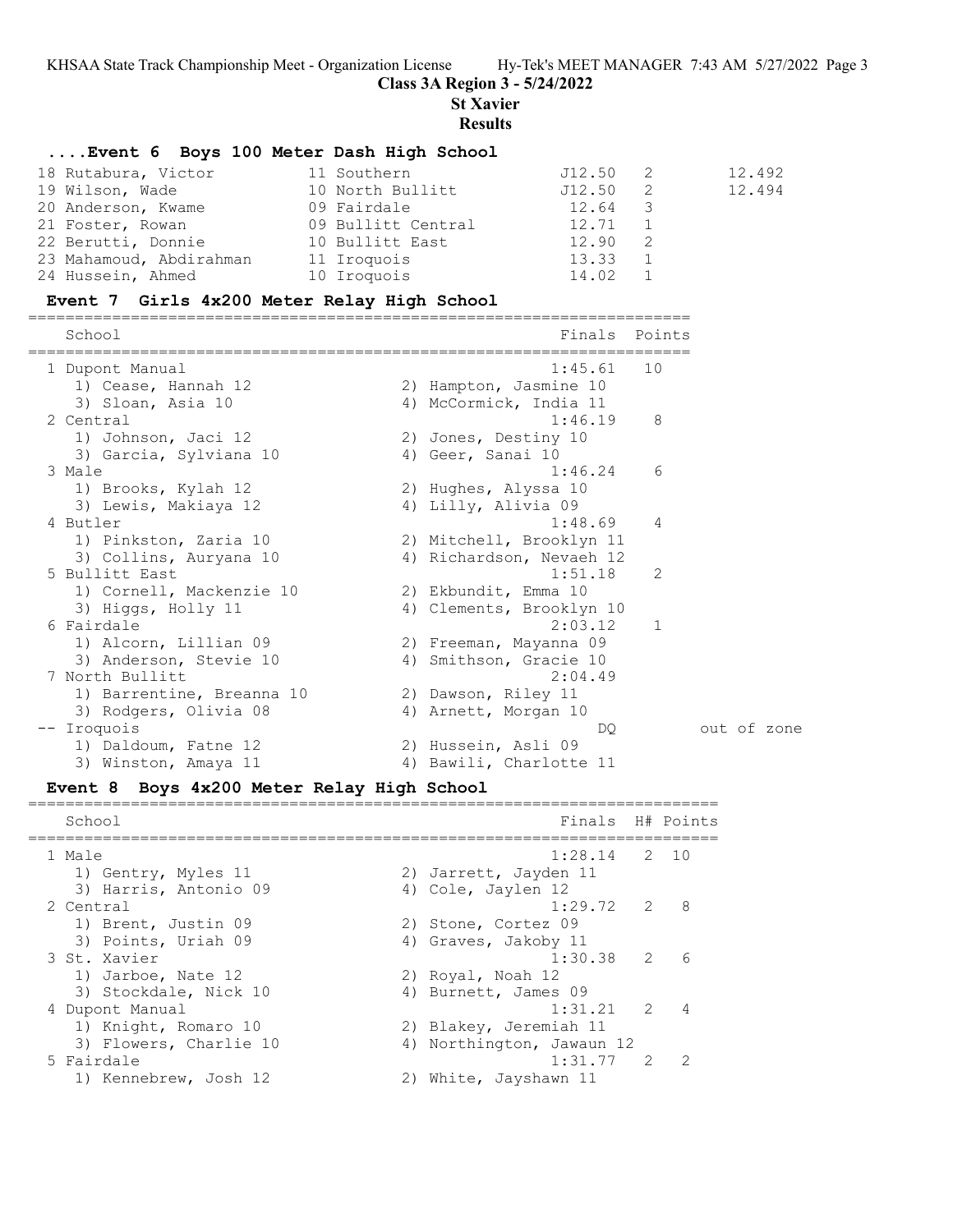Class 3A Region 3 - 5/24/2022

St Xavier

Results

### ....Event 6 Boys 100 Meter Dash High School

| Place | Name | Year | School | Finals | H# | |
|---|---|---|---|---|---|---|
| 18 | Rutabura, Victor | 11 | Southern | J12.50 | 2 | 12.492 |
| 19 | Wilson, Wade | 10 | North Bullitt | J12.50 | 2 | 12.494 |
| 20 | Anderson, Kwame | 09 | Fairdale | 12.64 | 3 | |
| 21 | Foster, Rowan | 09 | Bullitt Central | 12.71 | 1 | |
| 22 | Berutti, Donnie | 10 | Bullitt East | 12.90 | 2 | |
| 23 | Mahamoud, Abdirahman | 11 | Iroquois | 13.33 | 1 | |
| 24 | Hussein, Ahmed | 10 | Iroquois | 14.02 | 1 | |

### Event 7 Girls 4x200 Meter Relay High School

| Place | School | Finals | Points | |
|---|---|---|---|---|
| 1 | Dupont Manual | 1:45.61 | 10 | |
| | 1) Cease, Hannah 12; 2) Hampton, Jasmine 10; 3) Sloan, Asia 10; 4) McCormick, India 11 | | | |
| 2 | Central | 1:46.19 | 8 | |
| | 1) Johnson, Jaci 12; 2) Jones, Destiny 10; 3) Garcia, Sylviana 10; 4) Geer, Sanai 10 | | | |
| 3 | Male | 1:46.24 | 6 | |
| | 1) Brooks, Kylah 12; 2) Hughes, Alyssa 10; 3) Lewis, Makiaya 12; 4) Lilly, Alivia 09 | | | |
| 4 | Butler | 1:48.69 | 4 | |
| | 1) Pinkston, Zaria 10; 2) Mitchell, Brooklyn 11; 3) Collins, Auryana 10; 4) Richardson, Nevaeh 12 | | | |
| 5 | Bullitt East | 1:51.18 | 2 | |
| | 1) Cornell, Mackenzie 10; 2) Ekbundit, Emma 10; 3) Higgs, Holly 11; 4) Clements, Brooklyn 10 | | | |
| 6 | Fairdale | 2:03.12 | 1 | |
| | 1) Alcorn, Lillian 09; 2) Freeman, Mayanna 09; 3) Anderson, Stevie 10; 4) Smithson, Gracie 10 | | | |
| 7 | North Bullitt | 2:04.49 | | |
| | 1) Barrentine, Breanna 10; 2) Dawson, Riley 11; 3) Rodgers, Olivia 08; 4) Arnett, Morgan 10 | | | |
| -- | Iroquois | DQ | | out of zone |
| | 1) Daldoum, Fatne 12; 2) Hussein, Asli 09; 3) Winston, Amaya 11; 4) Bawili, Charlotte 11 | | | |

### Event 8 Boys 4x200 Meter Relay High School

| Place | School | Finals | H# | Points |
|---|---|---|---|---|
| 1 | Male | 1:28.14 | 2 | 10 |
| | 1) Gentry, Myles 11; 2) Jarrett, Jayden 11; 3) Harris, Antonio 09; 4) Cole, Jaylen 12 | | | |
| 2 | Central | 1:29.72 | 2 | 8 |
| | 1) Brent, Justin 09; 2) Stone, Cortez 09; 3) Points, Uriah 09; 4) Graves, Jakoby 11 | | | |
| 3 | St. Xavier | 1:30.38 | 2 | 6 |
| | 1) Jarboe, Nate 12; 2) Royal, Noah 12; 3) Stockdale, Nick 10; 4) Burnett, James 09 | | | |
| 4 | Dupont Manual | 1:31.21 | 2 | 4 |
| | 1) Knight, Romaro 10; 2) Blakey, Jeremiah 11; 3) Flowers, Charlie 10; 4) Northington, Jawaun 12 | | | |
| 5 | Fairdale | 1:31.77 | 2 | 2 |
| | 1) Kennebrew, Josh 12; 2) White, Jayshawn 11 | | | |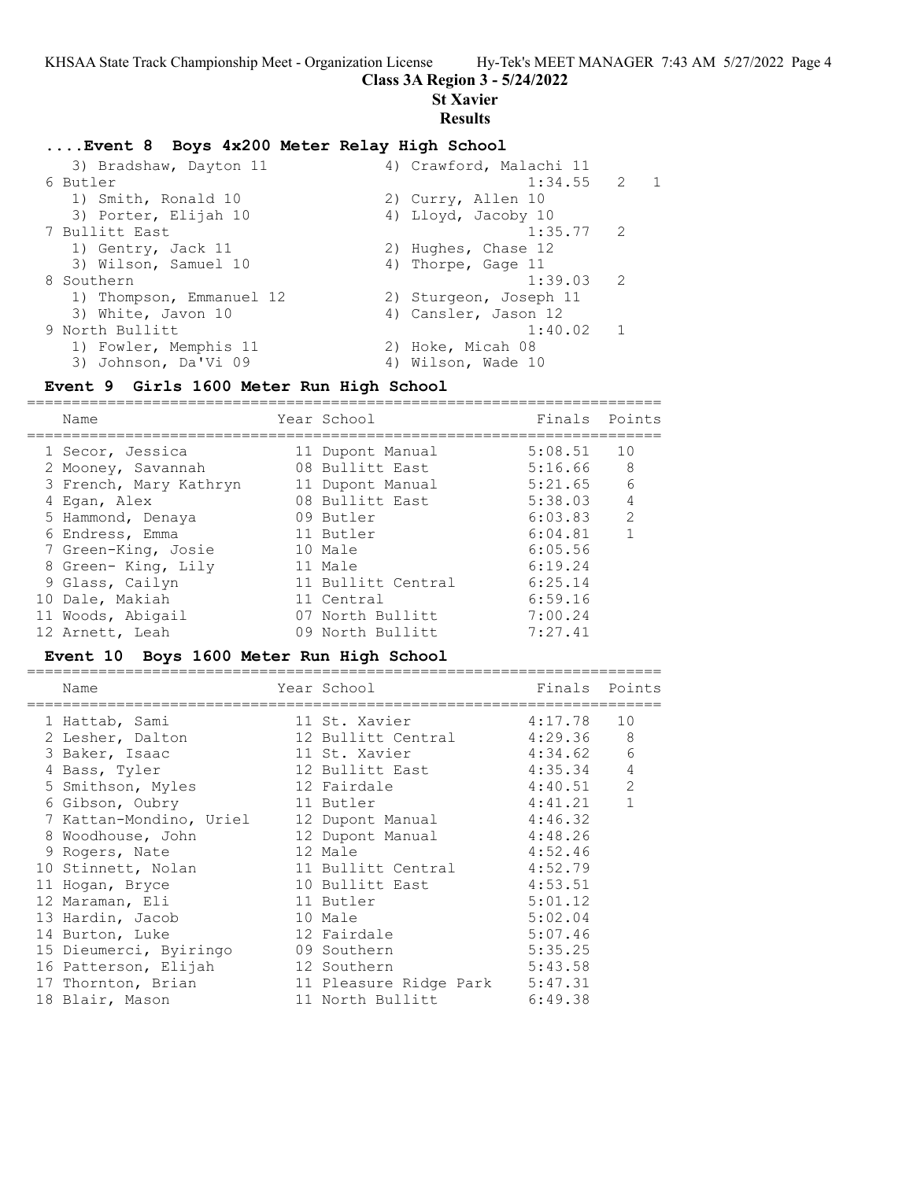KHSAA State Track Championship Meet - Organization License

## Class 3A Region 3 - 5/24/2022

## St Xavier

## Results

### ....Event 8 Boys 4x200 Meter Relay High School

```
   3) Bradshaw, Dayton 11             4) Crawford, Malachi 11
 6 Butler                                      1:34.55   2    1
   1) Smith, Ronald 10                2) Curry, Allen 10
   3) Porter, Elijah 10               4) Lloyd, Jacoby 10
 7 Bullitt East                                1:35.77   2
   1) Gentry, Jack 11                 2) Hughes, Chase 12
   3) Wilson, Samuel 10               4) Thorpe, Gage 11
 8 Southern                                    1:39.03   2
   1) Thompson, Emmanuel 12           2) Sturgeon, Joseph 11
   3) White, Javon 10                 4) Cansler, Jason 12
 9 North Bullitt                               1:40.02   1
   1) Fowler, Memphis 11              2) Hoke, Micah 08
   3) Johnson, Da'Vi 09               4) Wilson, Wade 10
```

### Event 9 Girls 1600 Meter Run High School

| | Name | Year | School | Finals | Points |
|---|---|---|---|---|---|
| 1 | Secor, Jessica | 11 | Dupont Manual | 5:08.51 | 10 |
| 2 | Mooney, Savannah | 08 | Bullitt East | 5:16.66 | 8 |
| 3 | French, Mary Kathryn | 11 | Dupont Manual | 5:21.65 | 6 |
| 4 | Egan, Alex | 08 | Bullitt East | 5:38.03 | 4 |
| 5 | Hammond, Denaya | 09 | Butler | 6:03.83 | 2 |
| 6 | Endress, Emma | 11 | Butler | 6:04.81 | 1 |
| 7 | Green-King, Josie | 10 | Male | 6:05.56 | |
| 8 | Green- King, Lily | 11 | Male | 6:19.24 | |
| 9 | Glass, Cailyn | 11 | Bullitt Central | 6:25.14 | |
| 10 | Dale, Makiah | 11 | Central | 6:59.16 | |
| 11 | Woods, Abigail | 07 | North Bullitt | 7:00.24 | |
| 12 | Arnett, Leah | 09 | North Bullitt | 7:27.41 | |

### Event 10 Boys 1600 Meter Run High School

| | Name | Year | School | Finals | Points |
|---|---|---|---|---|---|
| 1 | Hattab, Sami | 11 | St. Xavier | 4:17.78 | 10 |
| 2 | Lesher, Dalton | 12 | Bullitt Central | 4:29.36 | 8 |
| 3 | Baker, Isaac | 11 | St. Xavier | 4:34.62 | 6 |
| 4 | Bass, Tyler | 12 | Bullitt East | 4:35.34 | 4 |
| 5 | Smithson, Myles | 12 | Fairdale | 4:40.51 | 2 |
| 6 | Gibson, Oubry | 11 | Butler | 4:41.21 | 1 |
| 7 | Kattan-Mondino, Uriel | 12 | Dupont Manual | 4:46.32 | |
| 8 | Woodhouse, John | 12 | Dupont Manual | 4:48.26 | |
| 9 | Rogers, Nate | 12 | Male | 4:52.46 | |
| 10 | Stinnett, Nolan | 11 | Bullitt Central | 4:52.79 | |
| 11 | Hogan, Bryce | 10 | Bullitt East | 4:53.51 | |
| 12 | Maraman, Eli | 11 | Butler | 5:01.12 | |
| 13 | Hardin, Jacob | 10 | Male | 5:02.04 | |
| 14 | Burton, Luke | 12 | Fairdale | 5:07.46 | |
| 15 | Dieumerci, Byiringo | 09 | Southern | 5:35.25 | |
| 16 | Patterson, Elijah | 12 | Southern | 5:43.58 | |
| 17 | Thornton, Brian | 11 | Pleasure Ridge Park | 5:47.31 | |
| 18 | Blair, Mason | 11 | North Bullitt | 6:49.38 | |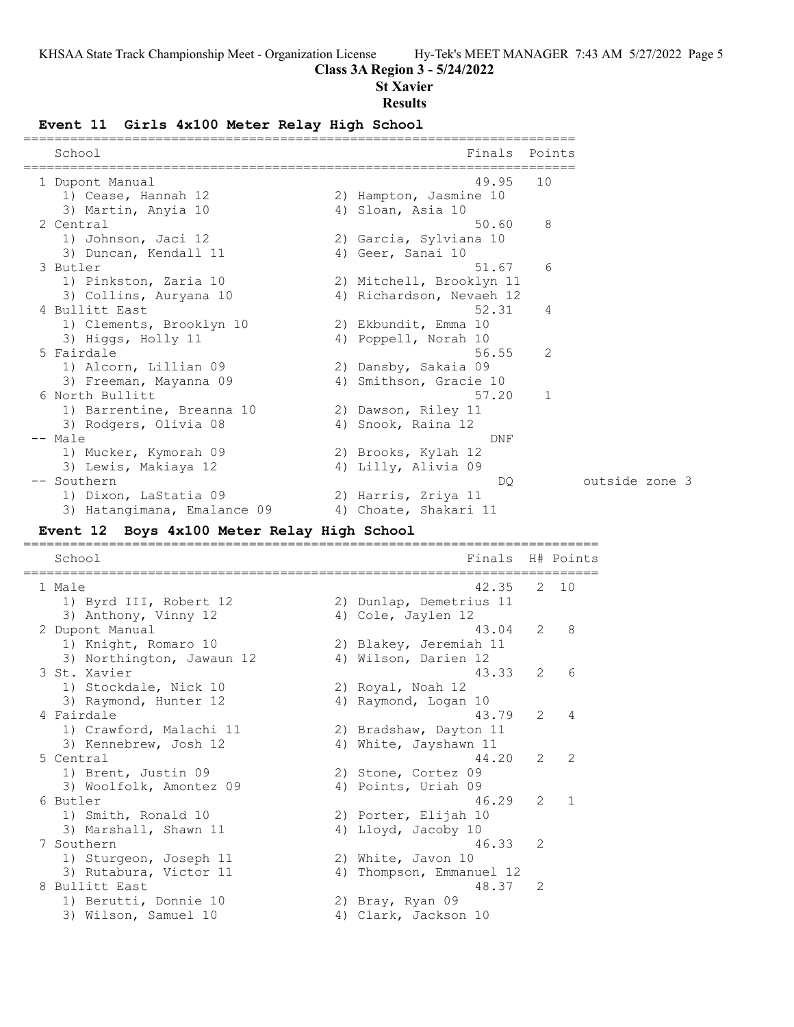## Class 3A Region 3 - 5/24/2022

## St Xavier

## Results

### Event 11 Girls 4x100 Meter Relay High School

| | School | Finals | Points | |
|---|---|---|---|---|
| 1 | Dupont Manual | 49.95 | 10 | |
| | 1) Cease, Hannah 12; 2) Hampton, Jasmine 10; 3) Martin, Anyia 10; 4) Sloan, Asia 10 | | | |
| 2 | Central | 50.60 | 8 | |
| | 1) Johnson, Jaci 12; 2) Garcia, Sylviana 10; 3) Duncan, Kendall 11; 4) Geer, Sanai 10 | | | |
| 3 | Butler | 51.67 | 6 | |
| | 1) Pinkston, Zaria 10; 2) Mitchell, Brooklyn 11; 3) Collins, Auryana 10; 4) Richardson, Nevaeh 12 | | | |
| 4 | Bullitt East | 52.31 | 4 | |
| | 1) Clements, Brooklyn 10; 2) Ekbundit, Emma 10; 3) Higgs, Holly 11; 4) Poppell, Norah 10 | | | |
| 5 | Fairdale | 56.55 | 2 | |
| | 1) Alcorn, Lillian 09; 2) Dansby, Sakaia 09; 3) Freeman, Mayanna 09; 4) Smithson, Gracie 10 | | | |
| 6 | North Bullitt | 57.20 | 1 | |
| | 1) Barrentine, Breanna 10; 2) Dawson, Riley 11; 3) Rodgers, Olivia 08; 4) Snook, Raina 12 | | | |
| -- | Male | DNF | | |
| | 1) Mucker, Kymorah 09; 2) Brooks, Kylah 12; 3) Lewis, Makiaya 12; 4) Lilly, Alivia 09 | | | |
| -- | Southern | DQ | | outside zone 3 |
| | 1) Dixon, LaStatia 09; 2) Harris, Zriya 11; 3) Hatangimana, Emalance 09; 4) Choate, Shakari 11 | | | |

### Event 12 Boys 4x100 Meter Relay High School

| | School | Finals | H# | Points |
|---|---|---|---|---|
| 1 | Male | 42.35 | 2 | 10 |
| | 1) Byrd III, Robert 12; 2) Dunlap, Demetrius 11; 3) Anthony, Vinny 12; 4) Cole, Jaylen 12 | | | |
| 2 | Dupont Manual | 43.04 | 2 | 8 |
| | 1) Knight, Romaro 10; 2) Blakey, Jeremiah 11; 3) Northington, Jawaun 12; 4) Wilson, Darien 12 | | | |
| 3 | St. Xavier | 43.33 | 2 | 6 |
| | 1) Stockdale, Nick 10; 2) Royal, Noah 12; 3) Raymond, Hunter 12; 4) Raymond, Logan 10 | | | |
| 4 | Fairdale | 43.79 | 2 | 4 |
| | 1) Crawford, Malachi 11; 2) Bradshaw, Dayton 11; 3) Kennebrew, Josh 12; 4) White, Jayshawn 11 | | | |
| 5 | Central | 44.20 | 2 | 2 |
| | 1) Brent, Justin 09; 2) Stone, Cortez 09; 3) Woolfolk, Amontez 09; 4) Points, Uriah 09 | | | |
| 6 | Butler | 46.29 | 2 | 1 |
| | 1) Smith, Ronald 10; 2) Porter, Elijah 10; 3) Marshall, Shawn 11; 4) Lloyd, Jacoby 10 | | | |
| 7 | Southern | 46.33 | 2 | |
| | 1) Sturgeon, Joseph 11; 2) White, Javon 10; 3) Rutabura, Victor 11; 4) Thompson, Emmanuel 12 | | | |
| 8 | Bullitt East | 48.37 | 2 | |
| | 1) Berutti, Donnie 10; 2) Bray, Ryan 09; 3) Wilson, Samuel 10; 4) Clark, Jackson 10 | | | |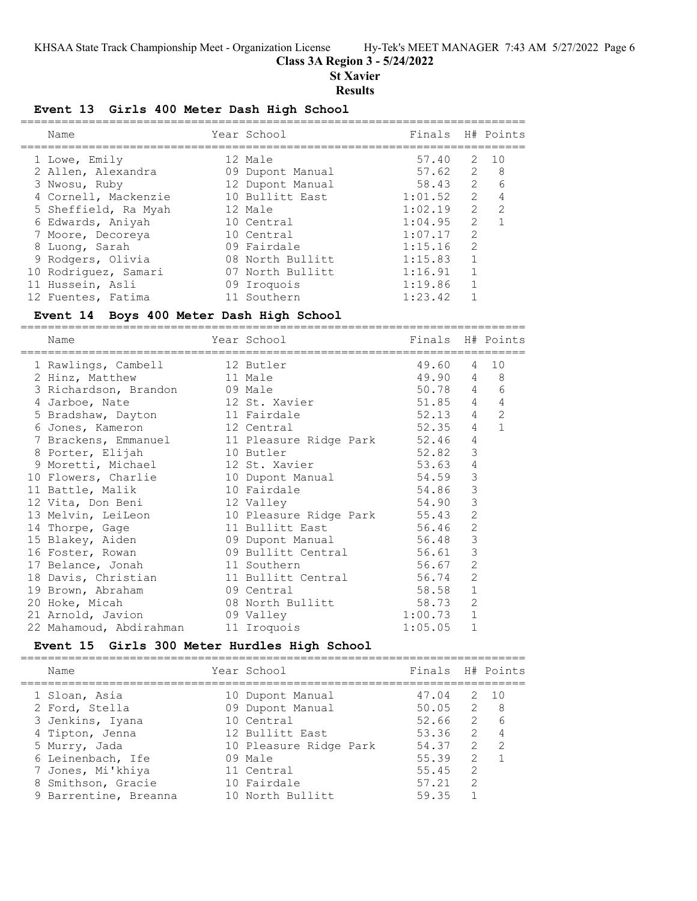## Class 3A Region 3 - 5/24/2022

## St Xavier

## Results

### Event 13 Girls 400 Meter Dash High School

| Name | Year | School | Finals | H# | Points |
|---|---|---|---|---|---|
| 1 Lowe, Emily | 12 | Male | 57.40 | 2 | 10 |
| 2 Allen, Alexandra | 09 | Dupont Manual | 57.62 | 2 | 8 |
| 3 Nwosu, Ruby | 12 | Dupont Manual | 58.43 | 2 | 6 |
| 4 Cornell, Mackenzie | 10 | Bullitt East | 1:01.52 | 2 | 4 |
| 5 Sheffield, Ra Myah | 12 | Male | 1:02.19 | 2 | 2 |
| 6 Edwards, Aniyah | 10 | Central | 1:04.95 | 2 | 1 |
| 7 Moore, Decoreya | 10 | Central | 1:07.17 | 2 | |
| 8 Luong, Sarah | 09 | Fairdale | 1:15.16 | 2 | |
| 9 Rodgers, Olivia | 08 | North Bullitt | 1:15.83 | 1 | |
| 10 Rodriguez, Samari | 07 | North Bullitt | 1:16.91 | 1 | |
| 11 Hussein, Asli | 09 | Iroquois | 1:19.86 | 1 | |
| 12 Fuentes, Fatima | 11 | Southern | 1:23.42 | 1 | |

### Event 14 Boys 400 Meter Dash High School

| Name | Year | School | Finals | H# | Points |
|---|---|---|---|---|---|
| 1 Rawlings, Cambell | 12 | Butler | 49.60 | 4 | 10 |
| 2 Hinz, Matthew | 11 | Male | 49.90 | 4 | 8 |
| 3 Richardson, Brandon | 09 | Male | 50.78 | 4 | 6 |
| 4 Jarboe, Nate | 12 | St. Xavier | 51.85 | 4 | 4 |
| 5 Bradshaw, Dayton | 11 | Fairdale | 52.13 | 4 | 2 |
| 6 Jones, Kameron | 12 | Central | 52.35 | 4 | 1 |
| 7 Brackens, Emmanuel | 11 | Pleasure Ridge Park | 52.46 | 4 | |
| 8 Porter, Elijah | 10 | Butler | 52.82 | 3 | |
| 9 Moretti, Michael | 12 | St. Xavier | 53.63 | 4 | |
| 10 Flowers, Charlie | 10 | Dupont Manual | 54.59 | 3 | |
| 11 Battle, Malik | 10 | Fairdale | 54.86 | 3 | |
| 12 Vita, Don Beni | 12 | Valley | 54.90 | 3 | |
| 13 Melvin, LeiLeon | 10 | Pleasure Ridge Park | 55.43 | 2 | |
| 14 Thorpe, Gage | 11 | Bullitt East | 56.46 | 2 | |
| 15 Blakey, Aiden | 09 | Dupont Manual | 56.48 | 3 | |
| 16 Foster, Rowan | 09 | Bullitt Central | 56.61 | 3 | |
| 17 Belance, Jonah | 11 | Southern | 56.67 | 2 | |
| 18 Davis, Christian | 11 | Bullitt Central | 56.74 | 2 | |
| 19 Brown, Abraham | 09 | Central | 58.58 | 1 | |
| 20 Hoke, Micah | 08 | North Bullitt | 58.73 | 2 | |
| 21 Arnold, Javion | 09 | Valley | 1:00.73 | 1 | |
| 22 Mahamoud, Abdirahman | 11 | Iroquois | 1:05.05 | 1 | |

### Event 15 Girls 300 Meter Hurdles High School

| Name | Year | School | Finals | H# | Points |
|---|---|---|---|---|---|
| 1 Sloan, Asia | 10 | Dupont Manual | 47.04 | 2 | 10 |
| 2 Ford, Stella | 09 | Dupont Manual | 50.05 | 2 | 8 |
| 3 Jenkins, Iyana | 10 | Central | 52.66 | 2 | 6 |
| 4 Tipton, Jenna | 12 | Bullitt East | 53.36 | 2 | 4 |
| 5 Murry, Jada | 10 | Pleasure Ridge Park | 54.37 | 2 | 2 |
| 6 Leinenbach, Ife | 09 | Male | 55.39 | 2 | 1 |
| 7 Jones, Mi'khiya | 11 | Central | 55.45 | 2 | |
| 8 Smithson, Gracie | 10 | Fairdale | 57.21 | 2 | |
| 9 Barrentine, Breanna | 10 | North Bullitt | 59.35 | 1 | |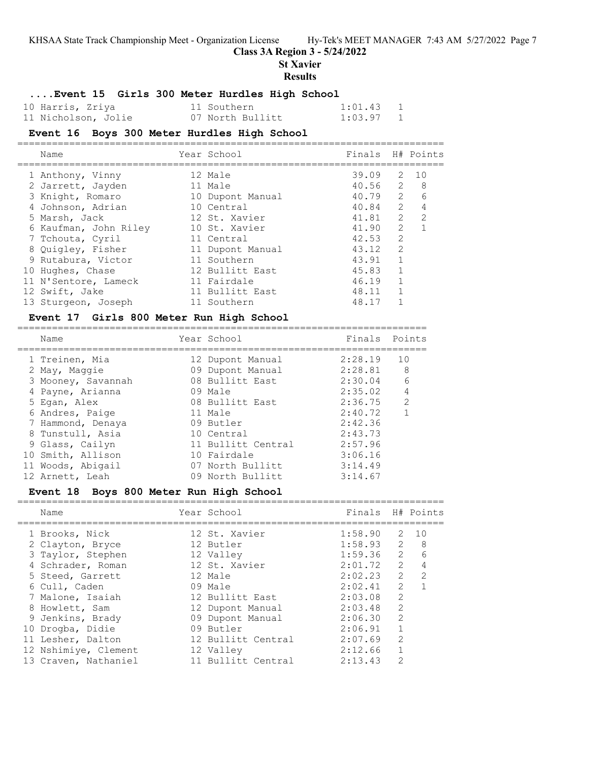## ....Event 15 Girls 300 Meter Hurdles High School

| Name | Year | School | Finals | H# | Points |
|---|---|---|---|---|---|
| 10 Harris, Zriya | 11 | Southern | 1:01.43 | 1 | |
| 11 Nicholson, Jolie | 07 | North Bullitt | 1:03.97 | 1 | |

## Event 16 Boys 300 Meter Hurdles High School

| Name | Year | School | Finals | H# | Points |
|---|---|---|---|---|---|
| 1 Anthony, Vinny | 12 | Male | 39.09 | 2 | 10 |
| 2 Jarrett, Jayden | 11 | Male | 40.56 | 2 | 8 |
| 3 Knight, Romaro | 10 | Dupont Manual | 40.79 | 2 | 6 |
| 4 Johnson, Adrian | 10 | Central | 40.84 | 2 | 4 |
| 5 Marsh, Jack | 12 | St. Xavier | 41.81 | 2 | 2 |
| 6 Kaufman, John Riley | 10 | St. Xavier | 41.90 | 2 | 1 |
| 7 Tchouta, Cyril | 11 | Central | 42.53 | 2 | |
| 8 Quigley, Fisher | 11 | Dupont Manual | 43.12 | 2 | |
| 9 Rutabura, Victor | 11 | Southern | 43.91 | 1 | |
| 10 Hughes, Chase | 12 | Bullitt East | 45.83 | 1 | |
| 11 N'Sentore, Lameck | 11 | Fairdale | 46.19 | 1 | |
| 12 Swift, Jake | 11 | Bullitt East | 48.11 | 1 | |
| 13 Sturgeon, Joseph | 11 | Southern | 48.17 | 1 | |

## Event 17 Girls 800 Meter Run High School

| Name | Year | School | Finals | Points |
|---|---|---|---|---|
| 1 Treinen, Mia | 12 | Dupont Manual | 2:28.19 | 10 |
| 2 May, Maggie | 09 | Dupont Manual | 2:28.81 | 8 |
| 3 Mooney, Savannah | 08 | Bullitt East | 2:30.04 | 6 |
| 4 Payne, Arianna | 09 | Male | 2:35.02 | 4 |
| 5 Egan, Alex | 08 | Bullitt East | 2:36.75 | 2 |
| 6 Andres, Paige | 11 | Male | 2:40.72 | 1 |
| 7 Hammond, Denaya | 09 | Butler | 2:42.36 | |
| 8 Tunstull, Asia | 10 | Central | 2:43.73 | |
| 9 Glass, Cailyn | 11 | Bullitt Central | 2:57.96 | |
| 10 Smith, Allison | 10 | Fairdale | 3:06.16 | |
| 11 Woods, Abigail | 07 | North Bullitt | 3:14.49 | |
| 12 Arnett, Leah | 09 | North Bullitt | 3:14.67 | |

## Event 18 Boys 800 Meter Run High School

| Name | Year | School | Finals | H# | Points |
|---|---|---|---|---|---|
| 1 Brooks, Nick | 12 | St. Xavier | 1:58.90 | 2 | 10 |
| 2 Clayton, Bryce | 12 | Butler | 1:58.93 | 2 | 8 |
| 3 Taylor, Stephen | 12 | Valley | 1:59.36 | 2 | 6 |
| 4 Schrader, Roman | 12 | St. Xavier | 2:01.72 | 2 | 4 |
| 5 Steed, Garrett | 12 | Male | 2:02.23 | 2 | 2 |
| 6 Cull, Caden | 09 | Male | 2:02.41 | 2 | 1 |
| 7 Malone, Isaiah | 12 | Bullitt East | 2:03.08 | 2 | |
| 8 Howlett, Sam | 12 | Dupont Manual | 2:03.48 | 2 | |
| 9 Jenkins, Brady | 09 | Dupont Manual | 2:06.30 | 2 | |
| 10 Drogba, Didie | 09 | Butler | 2:06.91 | 1 | |
| 11 Lesher, Dalton | 12 | Bullitt Central | 2:07.69 | 2 | |
| 12 Nshimiye, Clement | 12 | Valley | 2:12.66 | 1 | |
| 13 Craven, Nathaniel | 11 | Bullitt Central | 2:13.43 | 2 | |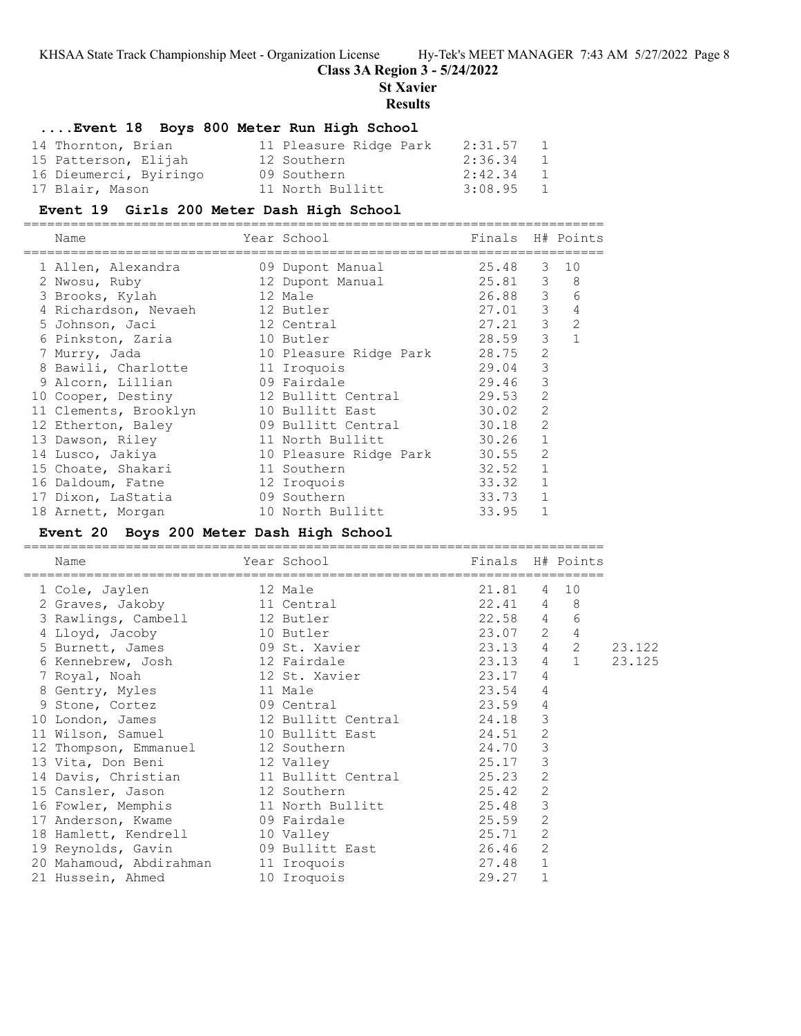**Class 3A Region 3 - 5/24/2022**

**St Xavier**

**Results**

### ....Event 18 Boys 800 Meter Run High School

| Place | Name | Year | School | Finals | H# |
|---|---|---|---|---|---|
| 14 | Thornton, Brian | 11 | Pleasure Ridge Park | 2:31.57 | 1 |
| 15 | Patterson, Elijah | 12 | Southern | 2:36.34 | 1 |
| 16 | Dieumerci, Byiringo | 09 | Southern | 2:42.34 | 1 |
| 17 | Blair, Mason | 11 | North Bullitt | 3:08.95 | 1 |

### Event 19 Girls 200 Meter Dash High School

| Place | Name | Year | School | Finals | H# | Points |
|---|---|---|---|---|---|---|
| 1 | Allen, Alexandra | 09 | Dupont Manual | 25.48 | 3 | 10 |
| 2 | Nwosu, Ruby | 12 | Dupont Manual | 25.81 | 3 | 8 |
| 3 | Brooks, Kylah | 12 | Male | 26.88 | 3 | 6 |
| 4 | Richardson, Nevaeh | 12 | Butler | 27.01 | 3 | 4 |
| 5 | Johnson, Jaci | 12 | Central | 27.21 | 3 | 2 |
| 6 | Pinkston, Zaria | 10 | Butler | 28.59 | 3 | 1 |
| 7 | Murry, Jada | 10 | Pleasure Ridge Park | 28.75 | 2 | |
| 8 | Bawili, Charlotte | 11 | Iroquois | 29.04 | 3 | |
| 9 | Alcorn, Lillian | 09 | Fairdale | 29.46 | 3 | |
| 10 | Cooper, Destiny | 12 | Bullitt Central | 29.53 | 2 | |
| 11 | Clements, Brooklyn | 10 | Bullitt East | 30.02 | 2 | |
| 12 | Etherton, Baley | 09 | Bullitt Central | 30.18 | 2 | |
| 13 | Dawson, Riley | 11 | North Bullitt | 30.26 | 1 | |
| 14 | Lusco, Jakiya | 10 | Pleasure Ridge Park | 30.55 | 2 | |
| 15 | Choate, Shakari | 11 | Southern | 32.52 | 1 | |
| 16 | Daldoum, Fatne | 12 | Iroquois | 33.32 | 1 | |
| 17 | Dixon, LaStatia | 09 | Southern | 33.73 | 1 | |
| 18 | Arnett, Morgan | 10 | North Bullitt | 33.95 | 1 | |

### Event 20 Boys 200 Meter Dash High School

| Place | Name | Year | School | Finals | H# | Points | |
|---|---|---|---|---|---|---|---|
| 1 | Cole, Jaylen | 12 | Male | 21.81 | 4 | 10 | |
| 2 | Graves, Jakoby | 11 | Central | 22.41 | 4 | 8 | |
| 3 | Rawlings, Cambell | 12 | Butler | 22.58 | 4 | 6 | |
| 4 | Lloyd, Jacoby | 10 | Butler | 23.07 | 2 | 4 | |
| 5 | Burnett, James | 09 | St. Xavier | 23.13 | 4 | 2 | 23.122 |
| 6 | Kennebrew, Josh | 12 | Fairdale | 23.13 | 4 | 1 | 23.125 |
| 7 | Royal, Noah | 12 | St. Xavier | 23.17 | 4 | | |
| 8 | Gentry, Myles | 11 | Male | 23.54 | 4 | | |
| 9 | Stone, Cortez | 09 | Central | 23.59 | 4 | | |
| 10 | London, James | 12 | Bullitt Central | 24.18 | 3 | | |
| 11 | Wilson, Samuel | 10 | Bullitt East | 24.51 | 2 | | |
| 12 | Thompson, Emmanuel | 12 | Southern | 24.70 | 3 | | |
| 13 | Vita, Don Beni | 12 | Valley | 25.17 | 3 | | |
| 14 | Davis, Christian | 11 | Bullitt Central | 25.23 | 2 | | |
| 15 | Cansler, Jason | 12 | Southern | 25.42 | 2 | | |
| 16 | Fowler, Memphis | 11 | North Bullitt | 25.48 | 3 | | |
| 17 | Anderson, Kwame | 09 | Fairdale | 25.59 | 2 | | |
| 18 | Hamlett, Kendrell | 10 | Valley | 25.71 | 2 | | |
| 19 | Reynolds, Gavin | 09 | Bullitt East | 26.46 | 2 | | |
| 20 | Mahamoud, Abdirahman | 11 | Iroquois | 27.48 | 1 | | |
| 21 | Hussein, Ahmed | 10 | Iroquois | 29.27 | 1 | | |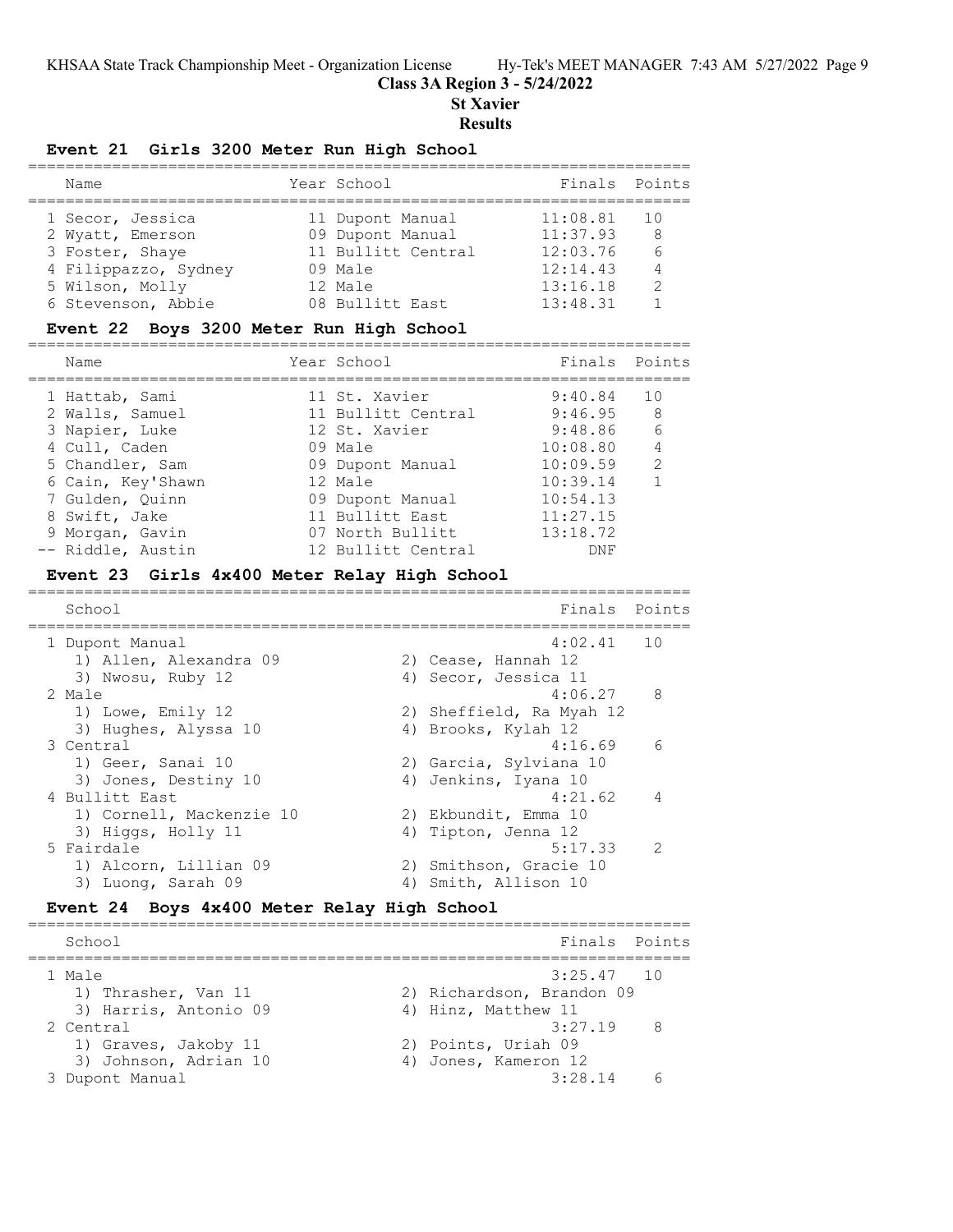KHSAA State Track Championship Meet - Organization License Hy-Tek's MEET MANAGER 7:43 AM 5/27/2022 Page 9

**Class 3A Region 3 - 5/24/2022**

**St Xavier**

**Results**

### Event 21 Girls 3200 Meter Run High School

| Name | Year | School | Finals | Points |
|---|---|---|---|---|
| 1 Secor, Jessica | 11 | Dupont Manual | 11:08.81 | 10 |
| 2 Wyatt, Emerson | 09 | Dupont Manual | 11:37.93 | 8 |
| 3 Foster, Shaye | 11 | Bullitt Central | 12:03.76 | 6 |
| 4 Filippazzo, Sydney | 09 | Male | 12:14.43 | 4 |
| 5 Wilson, Molly | 12 | Male | 13:16.18 | 2 |
| 6 Stevenson, Abbie | 08 | Bullitt East | 13:48.31 | 1 |

### Event 22 Boys 3200 Meter Run High School

| Name | Year | School | Finals | Points |
|---|---|---|---|---|
| 1 Hattab, Sami | 11 | St. Xavier | 9:40.84 | 10 |
| 2 Walls, Samuel | 11 | Bullitt Central | 9:46.95 | 8 |
| 3 Napier, Luke | 12 | St. Xavier | 9:48.86 | 6 |
| 4 Cull, Caden | 09 | Male | 10:08.80 | 4 |
| 5 Chandler, Sam | 09 | Dupont Manual | 10:09.59 | 2 |
| 6 Cain, Key'Shawn | 12 | Male | 10:39.14 | 1 |
| 7 Gulden, Quinn | 09 | Dupont Manual | 10:54.13 | |
| 8 Swift, Jake | 11 | Bullitt East | 11:27.15 | |
| 9 Morgan, Gavin | 07 | North Bullitt | 13:18.72 | |
| -- Riddle, Austin | 12 | Bullitt Central | DNF | |

### Event 23 Girls 4x400 Meter Relay High School

| School | Finals | Points |
|---|---|---|
| 1 Dupont Manual | 4:02.41 | 10 |
| 1) Allen, Alexandra 09; 2) Cease, Hannah 12; 3) Nwosu, Ruby 12; 4) Secor, Jessica 11 | | |
| 2 Male | 4:06.27 | 8 |
| 1) Lowe, Emily 12; 2) Sheffield, Ra Myah 12; 3) Hughes, Alyssa 10; 4) Brooks, Kylah 12 | | |
| 3 Central | 4:16.69 | 6 |
| 1) Geer, Sanai 10; 2) Garcia, Sylviana 10; 3) Jones, Destiny 10; 4) Jenkins, Iyana 10 | | |
| 4 Bullitt East | 4:21.62 | 4 |
| 1) Cornell, Mackenzie 10; 2) Ekbundit, Emma 10; 3) Higgs, Holly 11; 4) Tipton, Jenna 12 | | |
| 5 Fairdale | 5:17.33 | 2 |
| 1) Alcorn, Lillian 09; 2) Smithson, Gracie 10; 3) Luong, Sarah 09; 4) Smith, Allison 10 | | |

### Event 24 Boys 4x400 Meter Relay High School

| School | Finals | Points |
|---|---|---|
| 1 Male | 3:25.47 | 10 |
| 1) Thrasher, Van 11; 2) Richardson, Brandon 09; 3) Harris, Antonio 09; 4) Hinz, Matthew 11 | | |
| 2 Central | 3:27.19 | 8 |
| 1) Graves, Jakoby 11; 2) Points, Uriah 09; 3) Johnson, Adrian 10; 4) Jones, Kameron 12 | | |
| 3 Dupont Manual | 3:28.14 | 6 |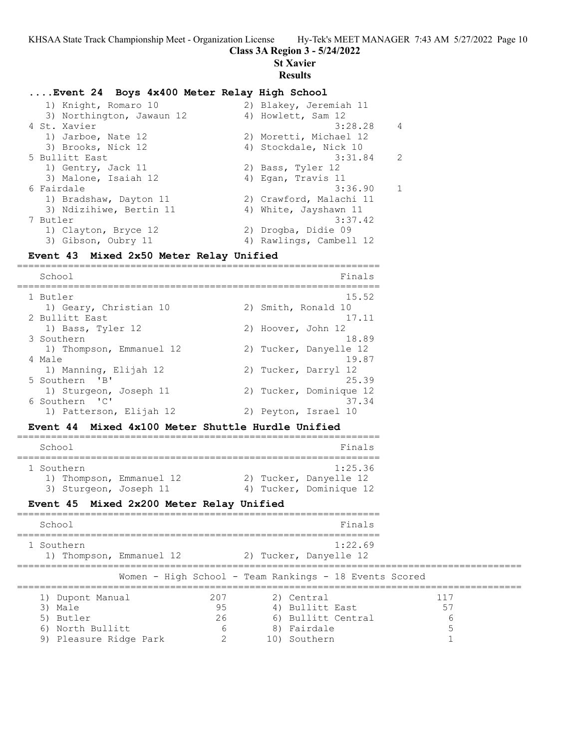Class 3A Region 3 - 5/24/2022

St Xavier

Results

## ....Event 24 Boys 4x400 Meter Relay High School

| Place | School | Finals | Points |
|---|---|---|---|
| | 1) Knight, Romaro 10 / 2) Blakey, Jeremiah 11 / 3) Northington, Jawaun 12 / 4) Howlett, Sam 12 | | |
| 4 | St. Xavier | 3:28.28 | 4 |
| | 1) Jarboe, Nate 12 / 2) Moretti, Michael 12 / 3) Brooks, Nick 12 / 4) Stockdale, Nick 10 | | |
| 5 | Bullitt East | 3:31.84 | 2 |
| | 1) Gentry, Jack 11 / 2) Bass, Tyler 12 / 3) Malone, Isaiah 12 / 4) Egan, Travis 11 | | |
| 6 | Fairdale | 3:36.90 | 1 |
| | 1) Bradshaw, Dayton 11 / 2) Crawford, Malachi 11 / 3) Ndizihiwe, Bertin 11 / 4) White, Jayshawn 11 | | |
| 7 | Butler | 3:37.42 | |
| | 1) Clayton, Bryce 12 / 2) Drogba, Didie 09 / 3) Gibson, Oubry 11 / 4) Rawlings, Cambell 12 | | |

## Event 43 Mixed 2x50 Meter Relay Unified

| Place | School | Finals |
|---|---|---|
| 1 | Butler | 15.52 |
| | 1) Geary, Christian 10 / 2) Smith, Ronald 10 | |
| 2 | Bullitt East | 17.11 |
| | 1) Bass, Tyler 12 / 2) Hoover, John 12 | |
| 3 | Southern | 18.89 |
| | 1) Thompson, Emmanuel 12 / 2) Tucker, Danyelle 12 | |
| 4 | Male | 19.87 |
| | 1) Manning, Elijah 12 / 2) Tucker, Darryl 12 | |
| 5 | Southern 'B' | 25.39 |
| | 1) Sturgeon, Joseph 11 / 2) Tucker, Dominique 12 | |
| 6 | Southern 'C' | 37.34 |
| | 1) Patterson, Elijah 12 / 2) Peyton, Israel 10 | |

## Event 44 Mixed 4x100 Meter Shuttle Hurdle Unified

| Place | School | Finals |
|---|---|---|
| 1 | Southern | 1:25.36 |
| | 1) Thompson, Emmanuel 12 / 2) Tucker, Danyelle 12 / 3) Sturgeon, Joseph 11 / 4) Tucker, Dominique 12 | |

## Event 45 Mixed 2x200 Meter Relay Unified

| Place | School | Finals |
|---|---|---|
| 1 | Southern | 1:22.69 |
| | 1) Thompson, Emmanuel 12 / 2) Tucker, Danyelle 12 | |

## Women - High School - Team Rankings - 18 Events Scored

| Rank | School | Points | Rank | School | Points |
|---|---|---|---|---|---|
| 1) | Dupont Manual | 207 | 2) | Central | 117 |
| 3) | Male | 95 | 4) | Bullitt East | 57 |
| 5) | Butler | 26 | 6) | Bullitt Central | 6 |
| 6) | North Bullitt | 6 | 8) | Fairdale | 5 |
| 9) | Pleasure Ridge Park | 2 | 10) | Southern | 1 |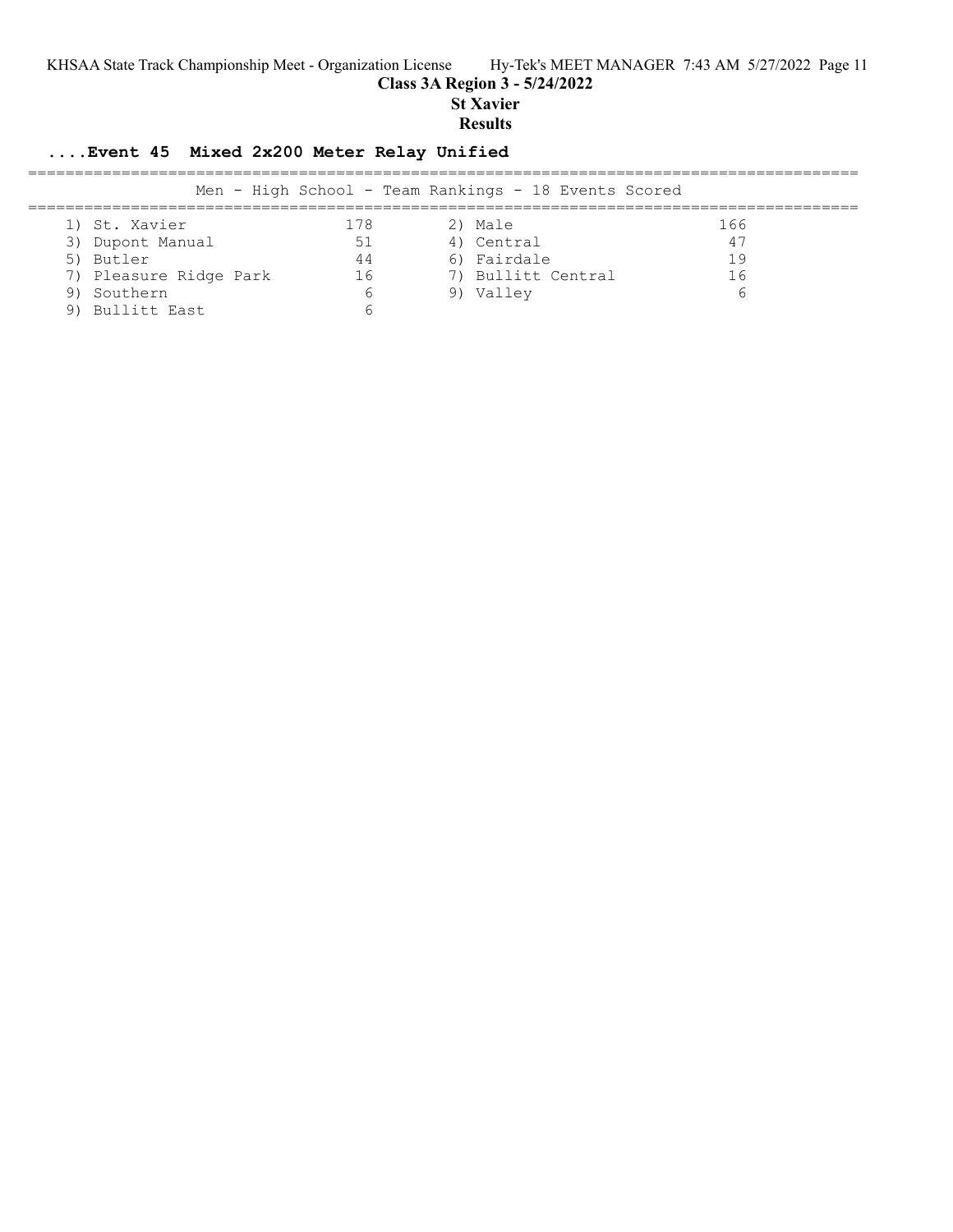#### ....Event 45 Mixed 2x200 Meter Relay Unified

Men - High School - Team Rankings - 18 Events Scored

| | | | |
|---|---|---|---|
| 1) St. Xavier | 178 | 2) Male | 166 |
| 3) Dupont Manual | 51 | 4) Central | 47 |
| 5) Butler | 44 | 6) Fairdale | 19 |
| 7) Pleasure Ridge Park | 16 | 7) Bullitt Central | 16 |
| 9) Southern | 6 | 9) Valley | 6 |
| 9) Bullitt East | 6 | | |